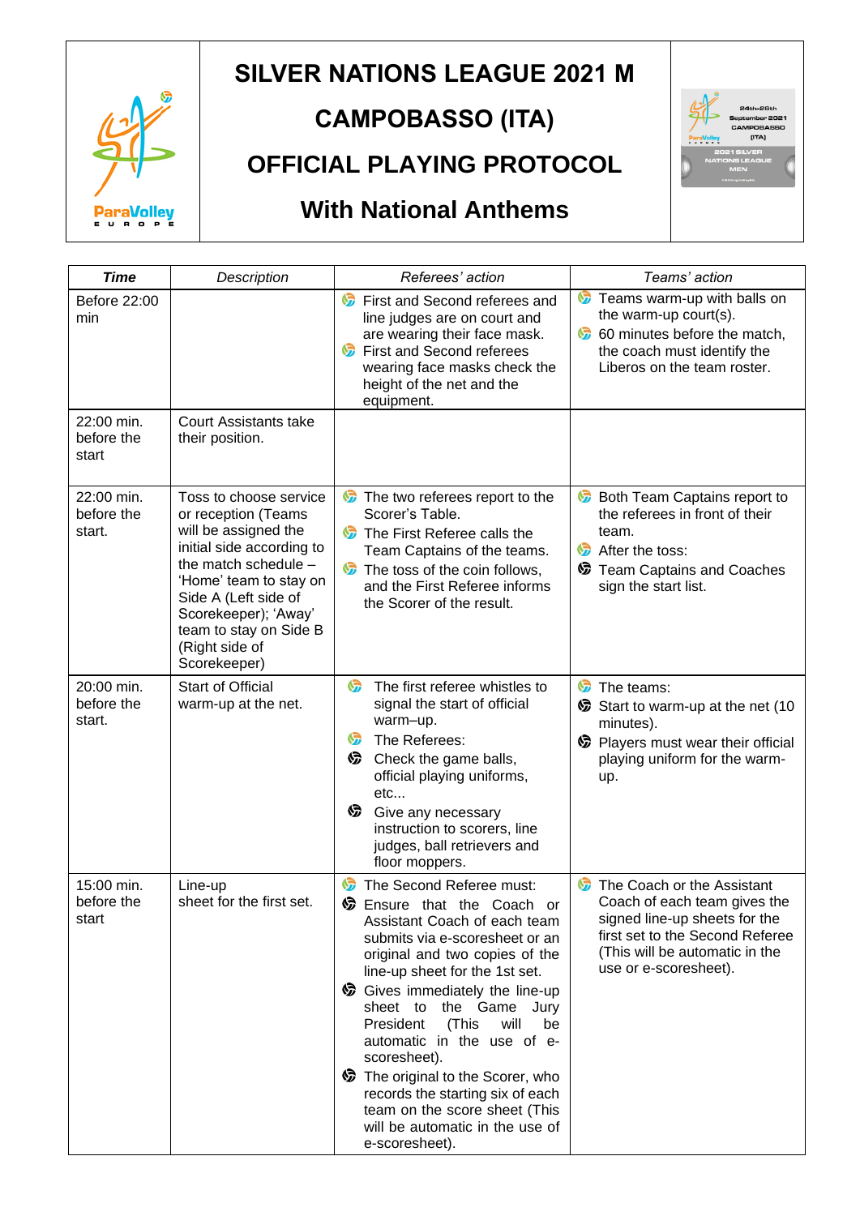# SILVER NATIONS LEAGUE 2021 M

# CAMPOBASSO (ITA)

# OFFICIAL PLAYING PROTOCOL

## With National Anthems

| *Time* | *Description* | *Referees' action* | *Teams' action* |
|---|---|---|---|
| Before 22:00 min | | First and Second referees and line judges are on court and are wearing their face mask.<br>First and Second referees wearing face masks check the height of the net and the equipment. | Teams warm-up with balls on the warm-up court(s).<br>60 minutes before the match, the coach must identify the Liberos on the team roster. |
| 22:00 min. before the start | Court Assistants take their position. | | |
| 22:00 min. before the start. | Toss to choose service or reception (Teams will be assigned the initial side according to the match schedule – 'Home' team to stay on Side A (Left side of Scorekeeper); 'Away' team to stay on Side B (Right side of Scorekeeper) | The two referees report to the Scorer's Table.<br>The First Referee calls the Team Captains of the teams.<br>The toss of the coin follows, and the First Referee informs the Scorer of the result. | Both Team Captains report to the referees in front of their team.<br>After the toss:<br>Team Captains and Coaches sign the start list. |
| 20:00 min. before the start. | Start of Official warm-up at the net. | The first referee whistles to signal the start of official warm–up.<br>The Referees:<br>Check the game balls, official playing uniforms, etc...<br>Give any necessary instruction to scorers, line judges, ball retrievers and floor moppers. | The teams:<br>Start to warm-up at the net (10 minutes).<br>Players must wear their official playing uniform for the warm-up. |
| 15:00 min. before the start | Line-up sheet for the first set. | The Second Referee must:<br>Ensure that the Coach or Assistant Coach of each team submits via e-scoresheet or an original and two copies of the line-up sheet for the 1st set.<br>Gives immediately the line-up sheet to the Game Jury President (This will be automatic in the use of e-scoresheet).<br>The original to the Scorer, who records the starting six of each team on the score sheet (This will be automatic in the use of e-scoresheet). | The Coach or the Assistant Coach of each team gives the signed line-up sheets for the first set to the Second Referee (This will be automatic in the use or e-scoresheet). |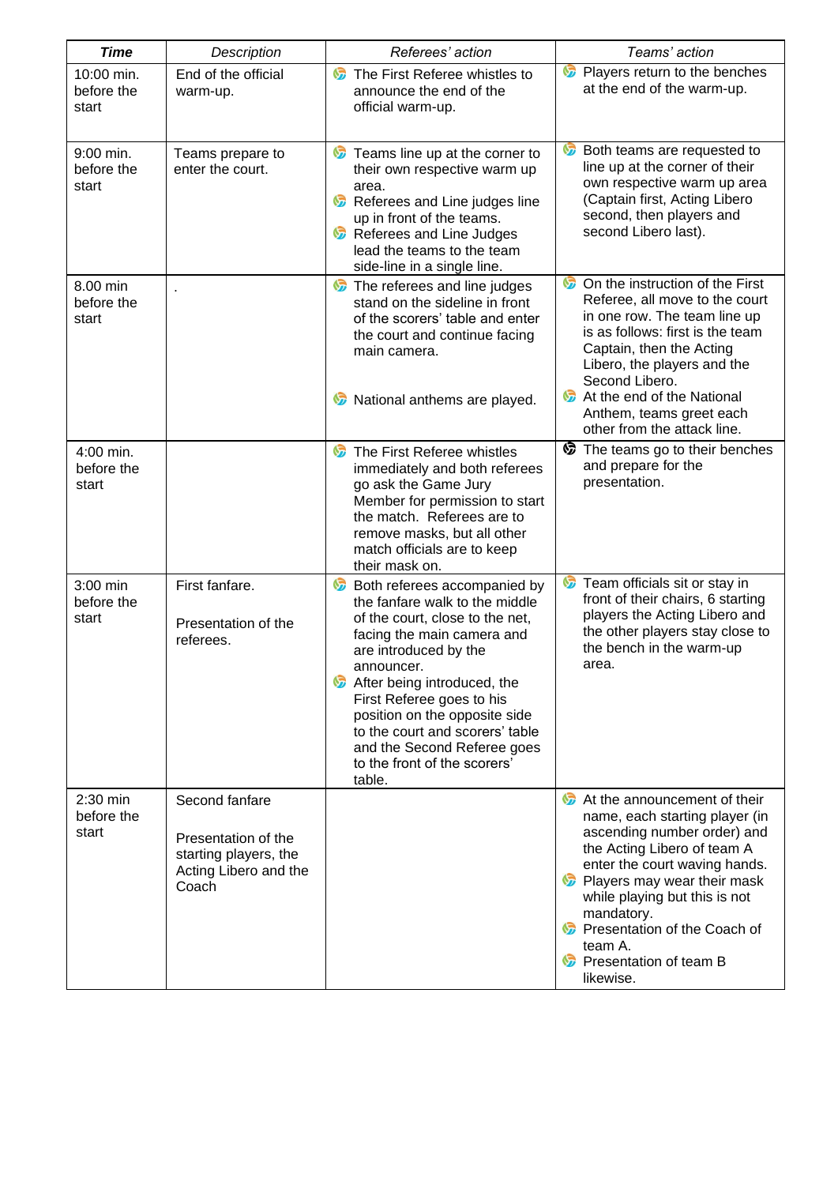| ***Time*** | *Description* | *Referees' action* | *Teams' action* |
|---|---|---|---|
| 10:00 min. before the start | End of the official warm-up. | The First Referee whistles to announce the end of the official warm-up. | Players return to the benches at the end of the warm-up. |
| 9:00 min. before the start | Teams prepare to enter the court. | Teams line up at the corner to their own respective warm up area.<br>Referees and Line judges line up in front of the teams.<br>Referees and Line Judges lead the teams to the team side-line in a single line. | Both teams are requested to line up at the corner of their own respective warm up area (Captain first, Acting Libero second, then players and second Libero last). |
| 8.00 min before the start | . | The referees and line judges stand on the sideline in front of the scorers' table and enter the court and continue facing main camera.<br><br>National anthems are played. | On the instruction of the First Referee, all move to the court in one row. The team line up is as follows: first is the team Captain, then the Acting Libero, the players and the Second Libero.<br>At the end of the National Anthem, teams greet each other from the attack line. |
| 4:00 min. before the start | | The First Referee whistles immediately and both referees go ask the Game Jury Member for permission to start the match. Referees are to remove masks, but all other match officials are to keep their mask on. | The teams go to their benches and prepare for the presentation. |
| 3:00 min before the start | First fanfare.<br><br>Presentation of the referees. | Both referees accompanied by the fanfare walk to the middle of the court, close to the net, facing the main camera and are introduced by the announcer.<br>After being introduced, the First Referee goes to his position on the opposite side to the court and scorers' table and the Second Referee goes to the front of the scorers' table. | Team officials sit or stay in front of their chairs, 6 starting players the Acting Libero and the other players stay close to the bench in the warm-up area. |
| 2:30 min before the start | Second fanfare<br><br>Presentation of the starting players, the Acting Libero and the Coach | | At the announcement of their name, each starting player (in ascending number order) and the Acting Libero of team A enter the court waving hands.<br>Players may wear their mask while playing but this is not mandatory.<br>Presentation of the Coach of team A.<br>Presentation of team B likewise. |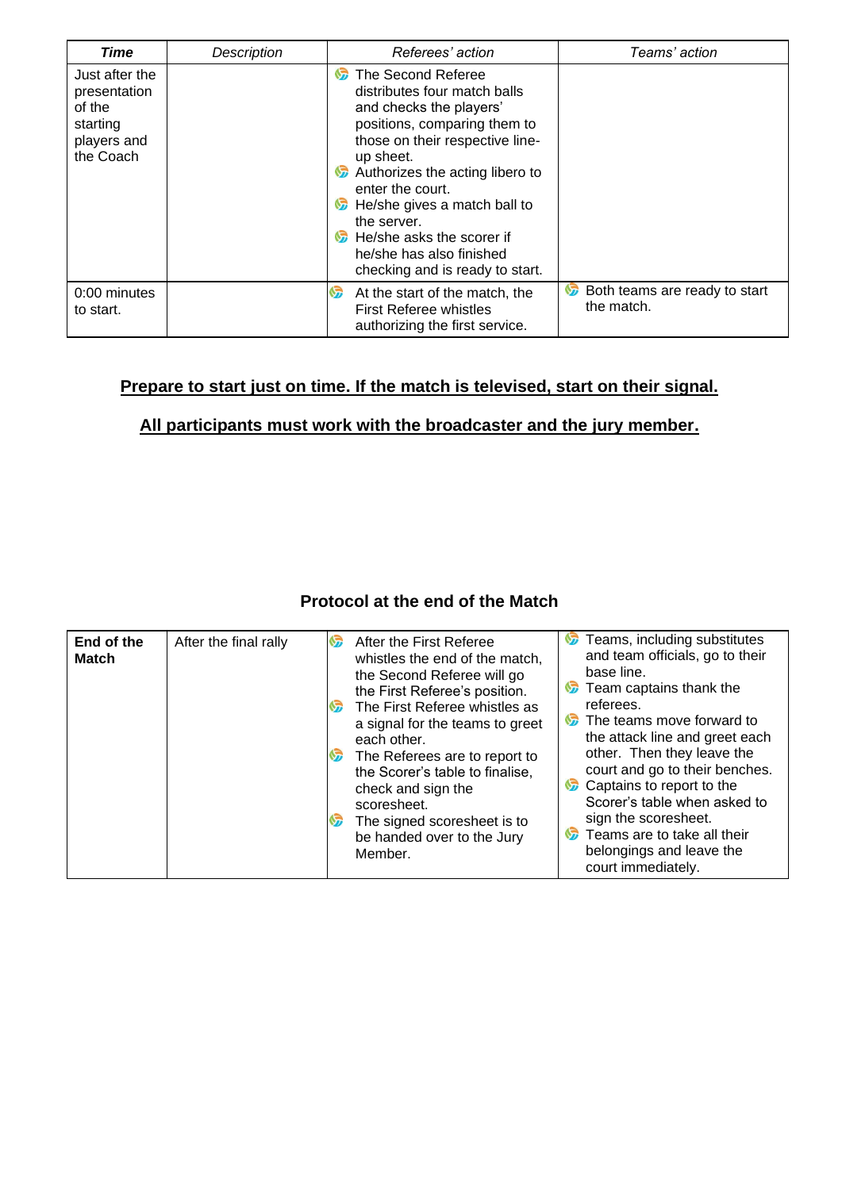| *Time* | *Description* | *Referees' action* | *Teams' action* |
| --- | --- | --- | --- |
| Just after the presentation of the starting players and the Coach | | • The Second Referee distributes four match balls and checks the players' positions, comparing them to those on their respective line-up sheet.<br>• Authorizes the acting libero to enter the court.<br>• He/she gives a match ball to the server.<br>• He/she asks the scorer if he/she has also finished checking and is ready to start. | |
| 0:00 minutes to start. | | • At the start of the match, the First Referee whistles authorizing the first service. | • Both teams are ready to start the match. |

**<u>Prepare to start just on time. If the match is televised, start on their signal.</u>**

**<u>All participants must work with the broadcaster and the jury member.</u>**

## Protocol at the end of the Match

| | | | |
| --- | --- | --- | --- |
| **End of the Match** | After the final rally | • After the First Referee whistles the end of the match, the Second Referee will go the First Referee's position.<br>• The First Referee whistles as a signal for the teams to greet each other.<br>• The Referees are to report to the Scorer's table to finalise, check and sign the scoresheet.<br>• The signed scoresheet is to be handed over to the Jury Member. | • Teams, including substitutes and team officials, go to their base line.<br>• Team captains thank the referees.<br>• The teams move forward to the attack line and greet each other. Then they leave the court and go to their benches.<br>• Captains to report to the Scorer's table when asked to sign the scoresheet.<br>• Teams are to take all their belongings and leave the court immediately. |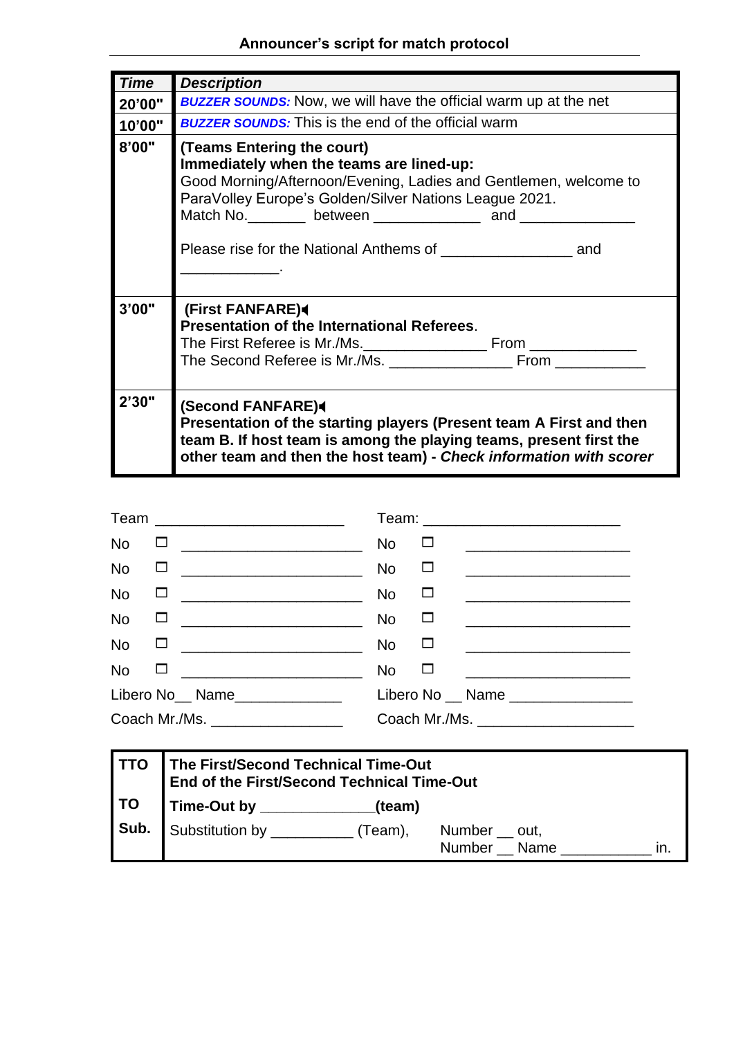**Announcer's script for match protocol**

| *Time* | *Description* |
|---|---|
| 20'00" | ***BUZZER SOUNDS:*** Now, we will have the official warm up at the net |
| 10'00" | ***BUZZER SOUNDS:*** This is the end of the official warm |
| 8'00" | **(Teams Entering the court)**<br>**Immediately when the teams are lined-up:**<br>Good Morning/Afternoon/Evening, Ladies and Gentlemen, welcome to ParaVolley Europe's Golden/Silver Nations League 2021.<br>Match No._______ between _____________ and ______________<br><br>Please rise for the National Anthems of _______________ and ____________. |
| 3'00" | **(First FANFARE)**<br>**Presentation of the International Referees**.<br>The First Referee is Mr./Ms.______________ From ____________<br>The Second Referee is Mr./Ms. ______________ From ___________ |
| 2'30" | **(Second FANFARE)**<br>**Presentation of the starting players (Present team A First and then team B. If host team is among the playing teams, present first the other team and then the host team) - *Check information with scorer*** |

Team ______________________ Team: _______________________

No ☐ _____________________ No ☐ ___________________

No ☐ _____________________ No ☐ ___________________

No ☐ _____________________ No ☐ ___________________

No ☐ _____________________ No ☐ ___________________

No ☐ _____________________ No ☐ ___________________

No ☐ _____________________ No ☐ ___________________

Libero No__ Name_____________ Libero No __ Name ______________

Coach Mr./Ms. _______________ Coach Mr./Ms. __________________

| | |
|---|---|
| **TTO** | **The First/Second Technical Time-Out**<br>**End of the First/Second Technical Time-Out** |
| **TO** | **Time-Out by _____________(team)** |
| **Sub.** | Substitution by _________ (Team), Number __ out,<br>Number __ Name ___________ in. |